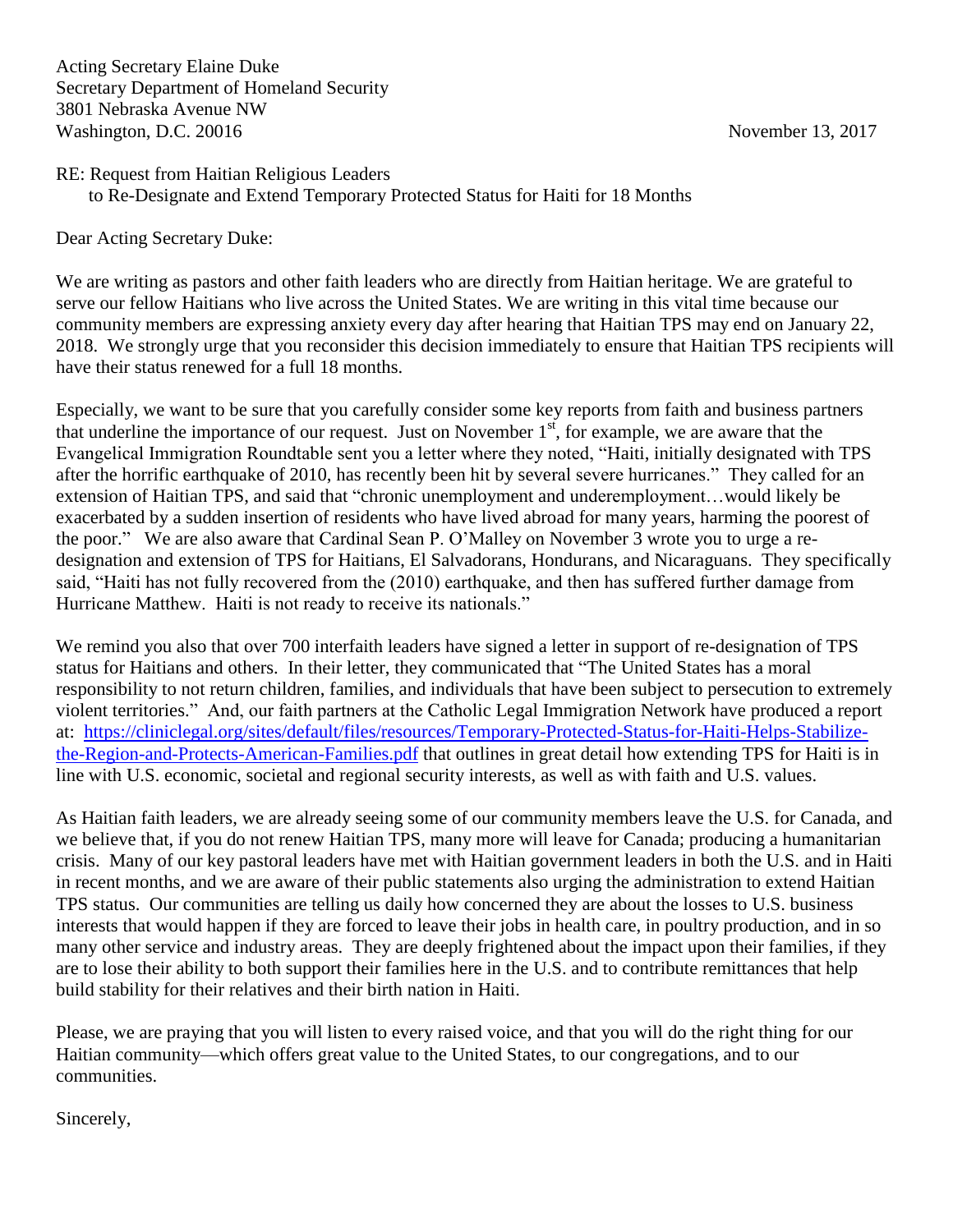Acting Secretary Elaine Duke
Secretary Department of Homeland Security
3801 Nebraska Avenue NW
Washington, D.C. 20016

November 13, 2017

RE: Request from Haitian Religious Leaders
to Re-Designate and Extend Temporary Protected Status for Haiti for 18 Months

Dear Acting Secretary Duke:

We are writing as pastors and other faith leaders who are directly from Haitian heritage. We are grateful to serve our fellow Haitians who live across the United States. We are writing in this vital time because our community members are expressing anxiety every day after hearing that Haitian TPS may end on January 22, 2018. We strongly urge that you reconsider this decision immediately to ensure that Haitian TPS recipients will have their status renewed for a full 18 months.

Especially, we want to be sure that you carefully consider some key reports from faith and business partners that underline the importance of our request. Just on November 1st, for example, we are aware that the Evangelical Immigration Roundtable sent you a letter where they noted, "Haiti, initially designated with TPS after the horrific earthquake of 2010, has recently been hit by several severe hurricanes." They called for an extension of Haitian TPS, and said that "chronic unemployment and underemployment…would likely be exacerbated by a sudden insertion of residents who have lived abroad for many years, harming the poorest of the poor." We are also aware that Cardinal Sean P. O'Malley on November 3 wrote you to urge a re-designation and extension of TPS for Haitians, El Salvadorans, Hondurans, and Nicaraguans. They specifically said, "Haiti has not fully recovered from the (2010) earthquake, and then has suffered further damage from Hurricane Matthew. Haiti is not ready to receive its nationals."

We remind you also that over 700 interfaith leaders have signed a letter in support of re-designation of TPS status for Haitians and others. In their letter, they communicated that "The United States has a moral responsibility to not return children, families, and individuals that have been subject to persecution to extremely violent territories." And, our faith partners at the Catholic Legal Immigration Network have produced a report at: [https://cliniclegal.org/sites/default/files/resources/Temporary-Protected-Status-for-Haiti-Helps-Stabilize-the-Region-and-Protects-American-Families.pdf](https://cliniclegal.org/sites/default/files/resources/Temporary-Protected-Status-for-Haiti-Helps-Stabilize-the-Region-and-Protects-American-Families.pdf) that outlines in great detail how extending TPS for Haiti is in line with U.S. economic, societal and regional security interests, as well as with faith and U.S. values.

As Haitian faith leaders, we are already seeing some of our community members leave the U.S. for Canada, and we believe that, if you do not renew Haitian TPS, many more will leave for Canada; producing a humanitarian crisis. Many of our key pastoral leaders have met with Haitian government leaders in both the U.S. and in Haiti in recent months, and we are aware of their public statements also urging the administration to extend Haitian TPS status. Our communities are telling us daily how concerned they are about the losses to U.S. business interests that would happen if they are forced to leave their jobs in health care, in poultry production, and in so many other service and industry areas. They are deeply frightened about the impact upon their families, if they are to lose their ability to both support their families here in the U.S. and to contribute remittances that help build stability for their relatives and their birth nation in Haiti.

Please, we are praying that you will listen to every raised voice, and that you will do the right thing for our Haitian community—which offers great value to the United States, to our congregations, and to our communities.

Sincerely,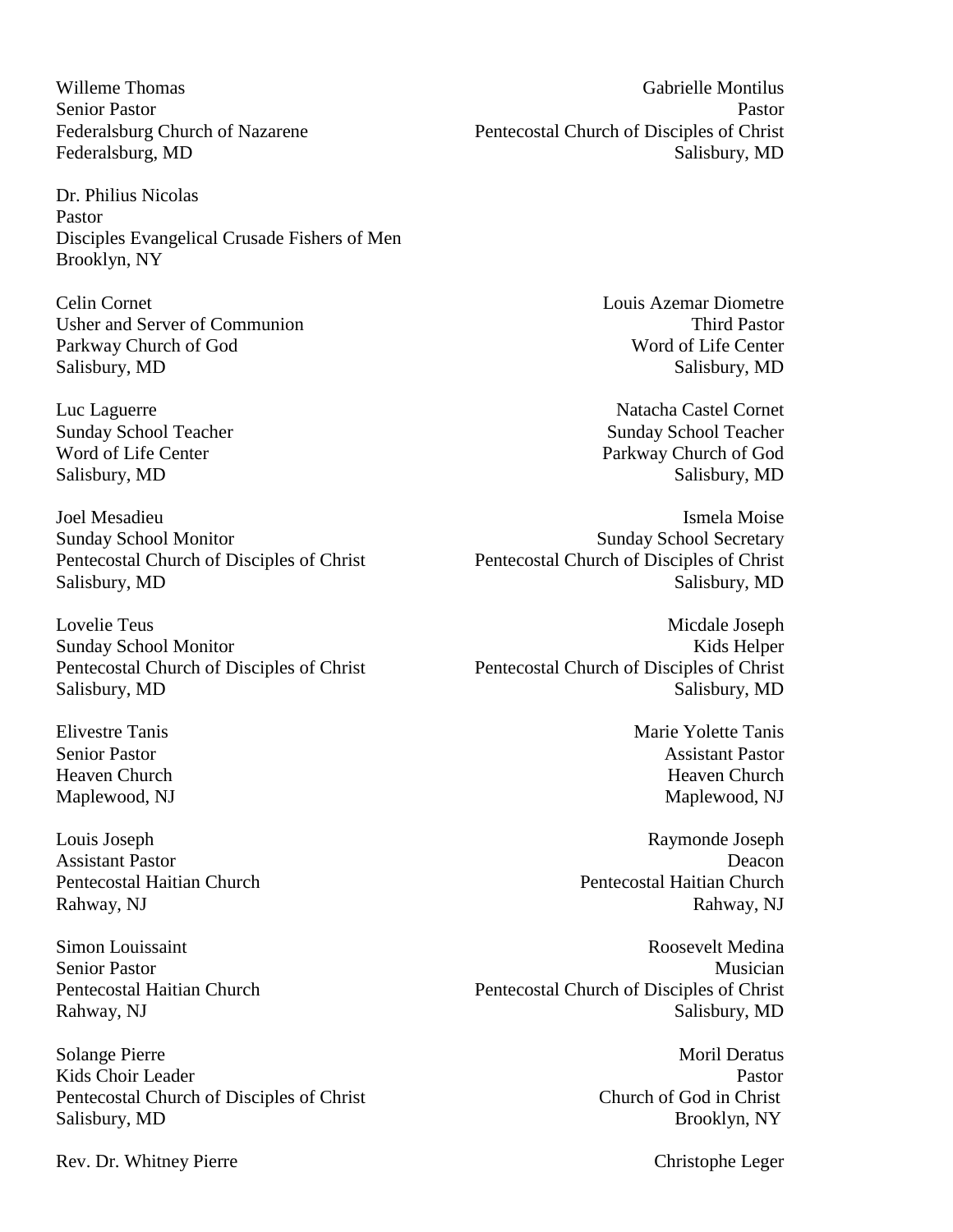Willeme Thomas
Senior Pastor
Federalsburg Church of Nazarene
Federalsburg, MD

Gabrielle Montilus
Pastor
Pentecostal Church of Disciples of Christ
Salisbury, MD

Dr. Philius Nicolas
Pastor
Disciples Evangelical Crusade Fishers of Men
Brooklyn, NY

Celin Cornet
Usher and Server of Communion
Parkway Church of God
Salisbury, MD

Louis Azemar Diometre
Third Pastor
Word of Life Center
Salisbury, MD

Luc Laguerre
Sunday School Teacher
Word of Life Center
Salisbury, MD

Natacha Castel Cornet
Sunday School Teacher
Parkway Church of God
Salisbury, MD

Joel Mesadieu
Sunday School Monitor
Pentecostal Church of Disciples of Christ
Salisbury, MD

Ismela Moise
Sunday School Secretary
Pentecostal Church of Disciples of Christ
Salisbury, MD

Lovelie Teus
Sunday School Monitor
Pentecostal Church of Disciples of Christ
Salisbury, MD

Micdale Joseph
Kids Helper
Pentecostal Church of Disciples of Christ
Salisbury, MD

Elivestre Tanis
Senior Pastor
Heaven Church
Maplewood, NJ

Marie Yolette Tanis
Assistant Pastor
Heaven Church
Maplewood, NJ

Louis Joseph
Assistant Pastor
Pentecostal Haitian Church
Rahway, NJ

Raymonde Joseph
Deacon
Pentecostal Haitian Church
Rahway, NJ

Simon Louissaint
Senior Pastor
Pentecostal Haitian Church
Rahway, NJ

Roosevelt Medina
Musician
Pentecostal Church of Disciples of Christ
Salisbury, MD

Solange Pierre
Kids Choir Leader
Pentecostal Church of Disciples of Christ
Salisbury, MD

Moril Deratus
Pastor
Church of God in Christ
Brooklyn, NY

Rev. Dr. Whitney Pierre

Christophe Leger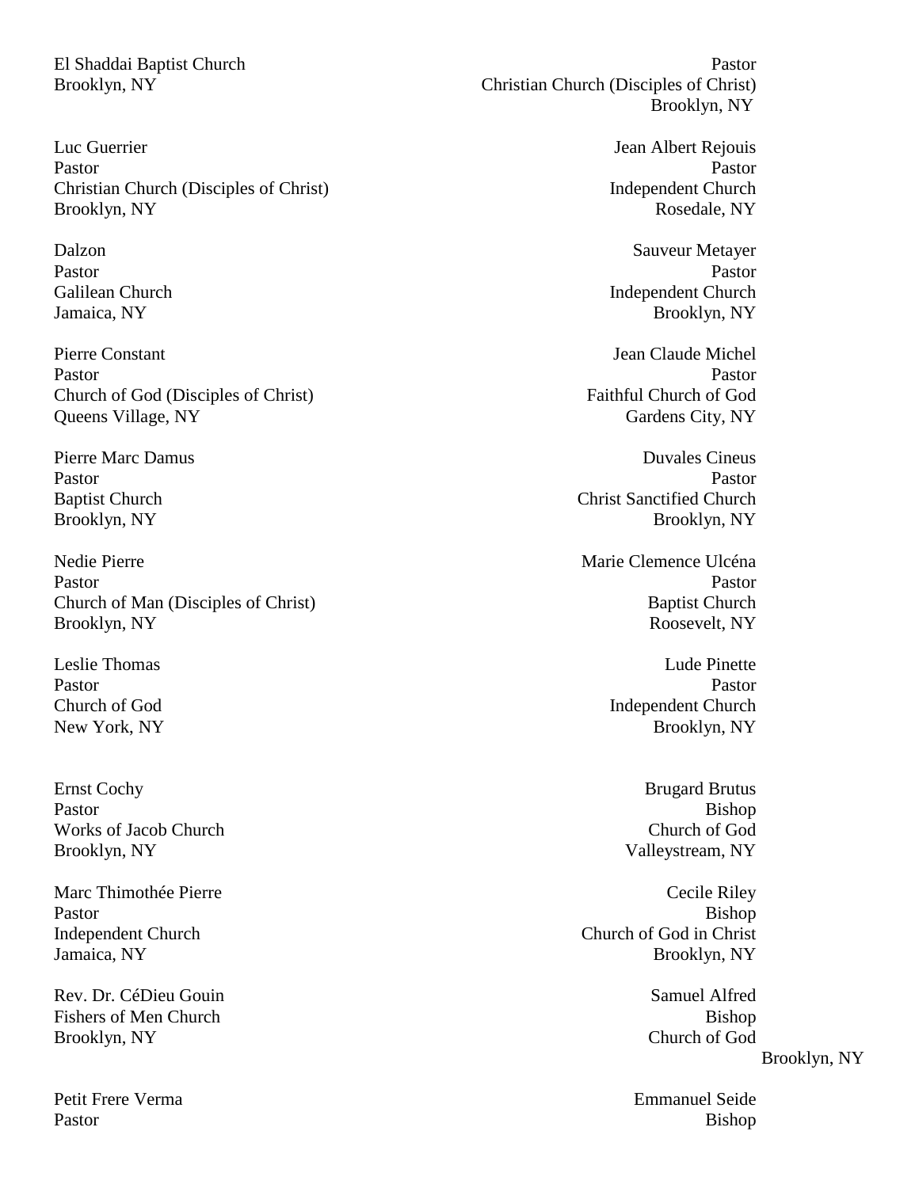El Shaddai Baptist Church
Brooklyn, NY

Luc Guerrier
Pastor
Christian Church (Disciples of Christ)
Brooklyn, NY

Dalzon
Pastor
Galilean Church
Jamaica, NY

Pierre Constant
Pastor
Church of God (Disciples of Christ)
Queens Village, NY

Pierre Marc Damus
Pastor
Baptist Church
Brooklyn, NY

Nedie Pierre
Pastor
Church of Man (Disciples of Christ)
Brooklyn, NY

Leslie Thomas
Pastor
Church of God
New York, NY

Ernst Cochy
Pastor
Works of Jacob Church
Brooklyn, NY

Marc Thimothée Pierre
Pastor
Independent Church
Jamaica, NY

Rev. Dr. CéDieu Gouin
Fishers of Men Church
Brooklyn, NY

Petit Frere Verma
Pastor

Pastor
Christian Church (Disciples of Christ)
Brooklyn, NY

Jean Albert Rejouis
Pastor
Independent Church
Rosedale, NY

Sauveur Metayer
Pastor
Independent Church
Brooklyn, NY

Jean Claude Michel
Pastor
Faithful Church of God
Gardens City, NY

Duvales Cineus
Pastor
Christ Sanctified Church
Brooklyn, NY

Marie Clemence Ulcéna
Pastor
Baptist Church
Roosevelt, NY

Lude Pinette
Pastor
Independent Church
Brooklyn, NY

Brugard Brutus
Bishop
Church of God
Valleystream, NY

Cecile Riley
Bishop
Church of God in Christ
Brooklyn, NY

Samuel Alfred
Bishop
Church of God
Brooklyn, NY

Emmanuel Seide
Bishop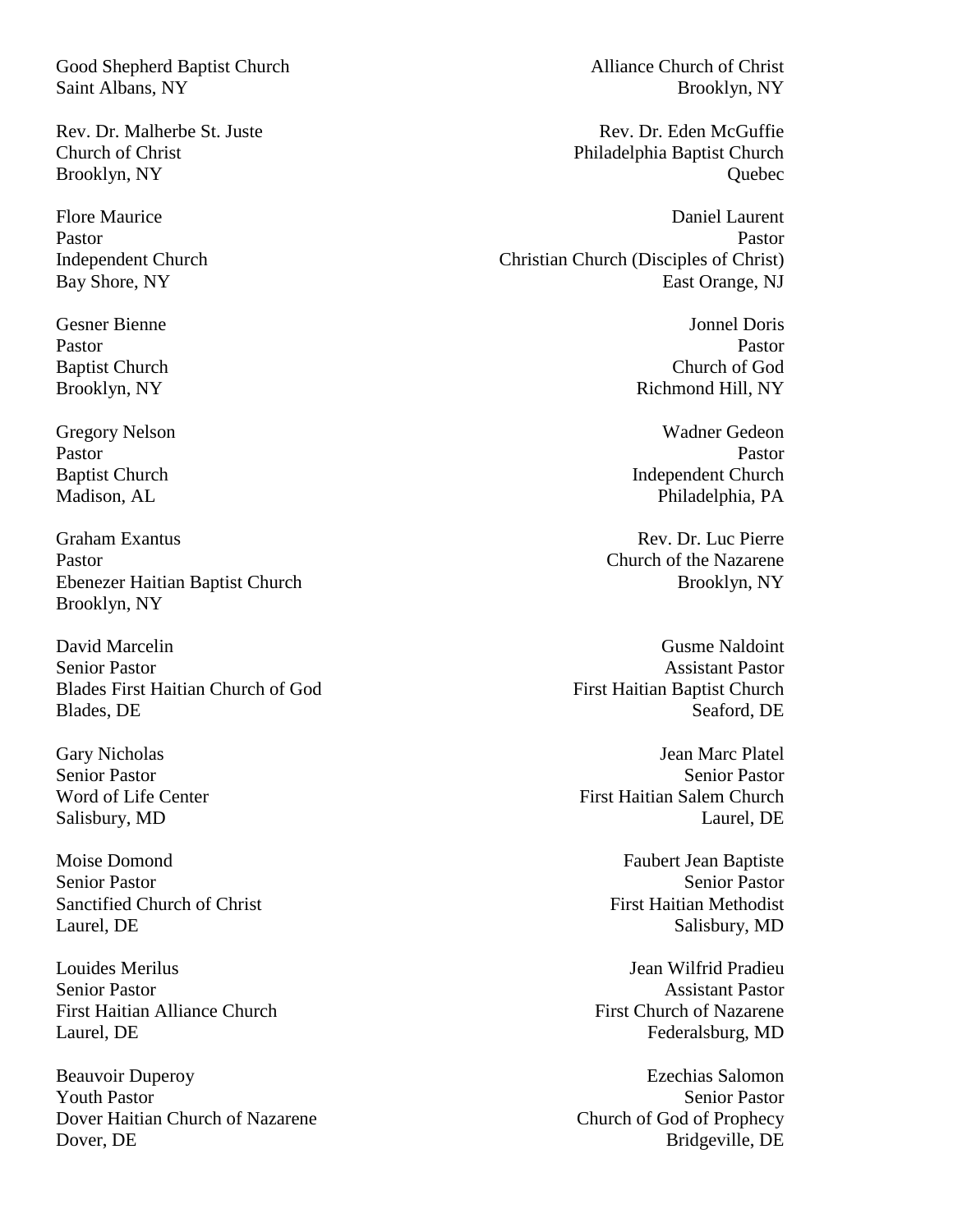Good Shepherd Baptist Church
Saint Albans, NY

Alliance Church of Christ
Brooklyn, NY

Rev. Dr. Malherbe St. Juste
Church of Christ
Brooklyn, NY

Rev. Dr. Eden McGuffie
Philadelphia Baptist Church
Quebec

Flore Maurice
Pastor
Independent Church
Bay Shore, NY

Daniel Laurent
Pastor
Christian Church (Disciples of Christ)
East Orange, NJ

Gesner Bienne
Pastor
Baptist Church
Brooklyn, NY

Jonnel Doris
Pastor
Church of God
Richmond Hill, NY

Gregory Nelson
Pastor
Baptist Church
Madison, AL

Wadner Gedeon
Pastor
Independent Church
Philadelphia, PA

Graham Exantus
Pastor
Ebenezer Haitian Baptist Church
Brooklyn, NY

Rev. Dr. Luc Pierre
Church of the Nazarene
Brooklyn, NY

David Marcelin
Senior Pastor
Blades First Haitian Church of God
Blades, DE

Gusme Naldoint
Assistant Pastor
First Haitian Baptist Church
Seaford, DE

Gary Nicholas
Senior Pastor
Word of Life Center
Salisbury, MD

Jean Marc Platel
Senior Pastor
First Haitian Salem Church
Laurel, DE

Moise Domond
Senior Pastor
Sanctified Church of Christ
Laurel, DE

Faubert Jean Baptiste
Senior Pastor
First Haitian Methodist
Salisbury, MD

Louides Merilus
Senior Pastor
First Haitian Alliance Church
Laurel, DE

Jean Wilfrid Pradieu
Assistant Pastor
First Church of Nazarene
Federalsburg, MD

Beauvoir Duperoy
Youth Pastor
Dover Haitian Church of Nazarene
Dover, DE

Ezechias Salomon
Senior Pastor
Church of God of Prophecy
Bridgeville, DE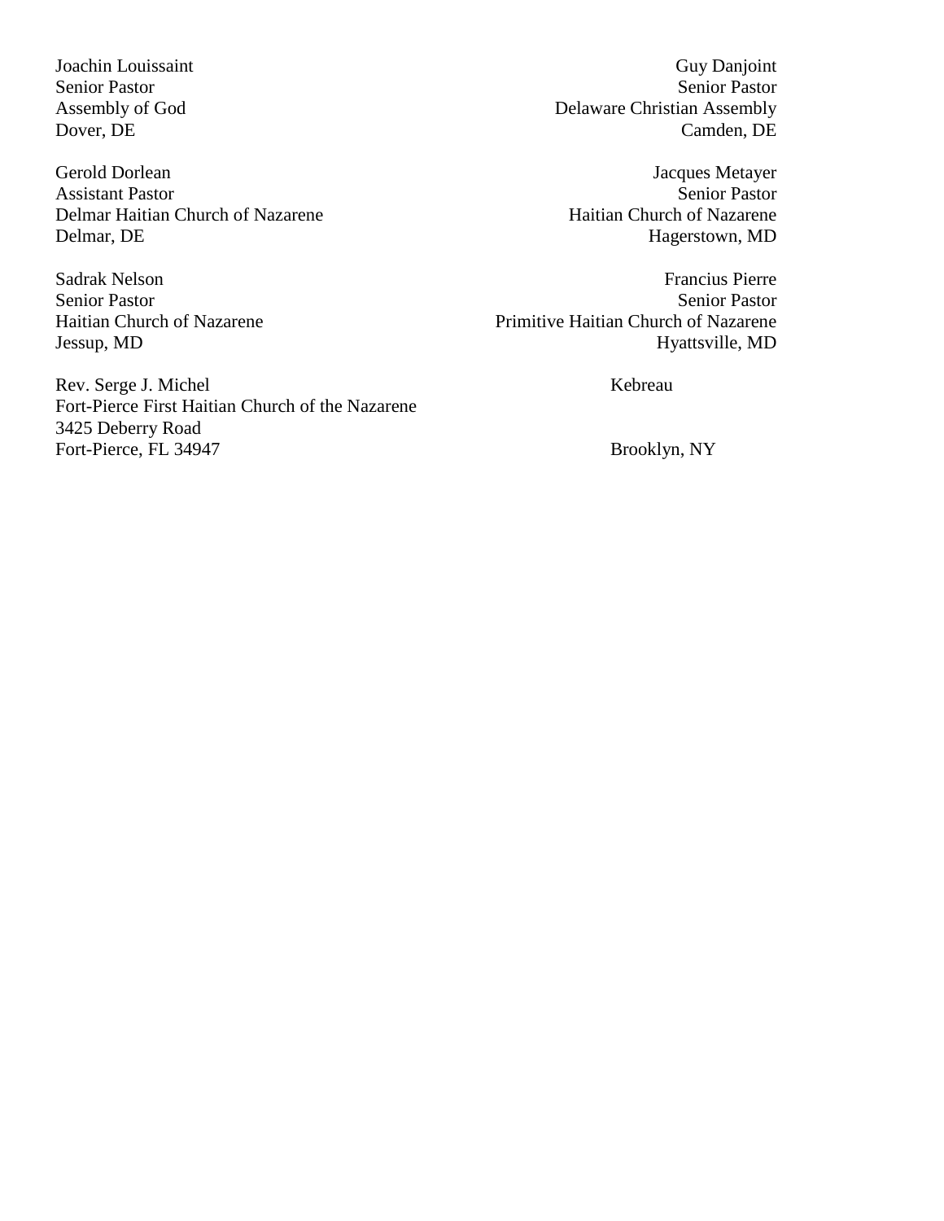Joachin Louissaint
Senior Pastor
Assembly of God
Dover, DE

Guy Danjoint
Senior Pastor
Delaware Christian Assembly
Camden, DE

Gerold Dorlean
Assistant Pastor
Delmar Haitian Church of Nazarene
Delmar, DE

Jacques Metayer
Senior Pastor
Haitian Church of Nazarene
Hagerstown, MD

Sadrak Nelson
Senior Pastor
Haitian Church of Nazarene
Jessup, MD

Francius Pierre
Senior Pastor
Primitive Haitian Church of Nazarene
Hyattsville, MD

Rev. Serge J. Michel
Fort-Pierce First Haitian Church of the Nazarene
3425 Deberry Road
Fort-Pierce, FL 34947

Kebreau

Brooklyn, NY